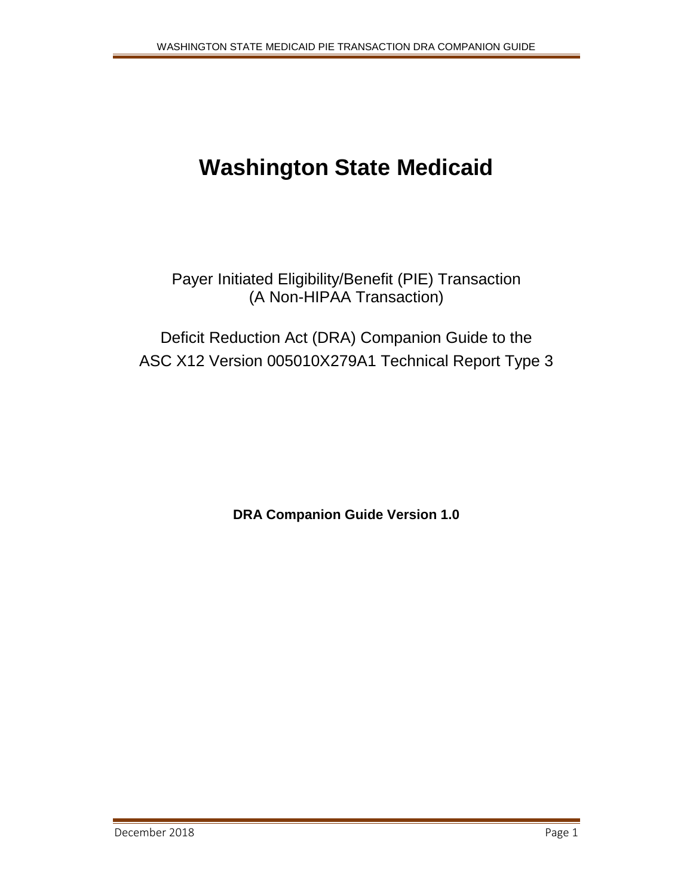# Washington State Medicaid

Payer Initiated Eligibility/Benefit (PIE) Transaction
(A Non-HIPAA Transaction)

Deficit Reduction Act (DRA) Companion Guide to the
ASC X12 Version 005010X279A1 Technical Report Type 3

**DRA Companion Guide Version 1.0**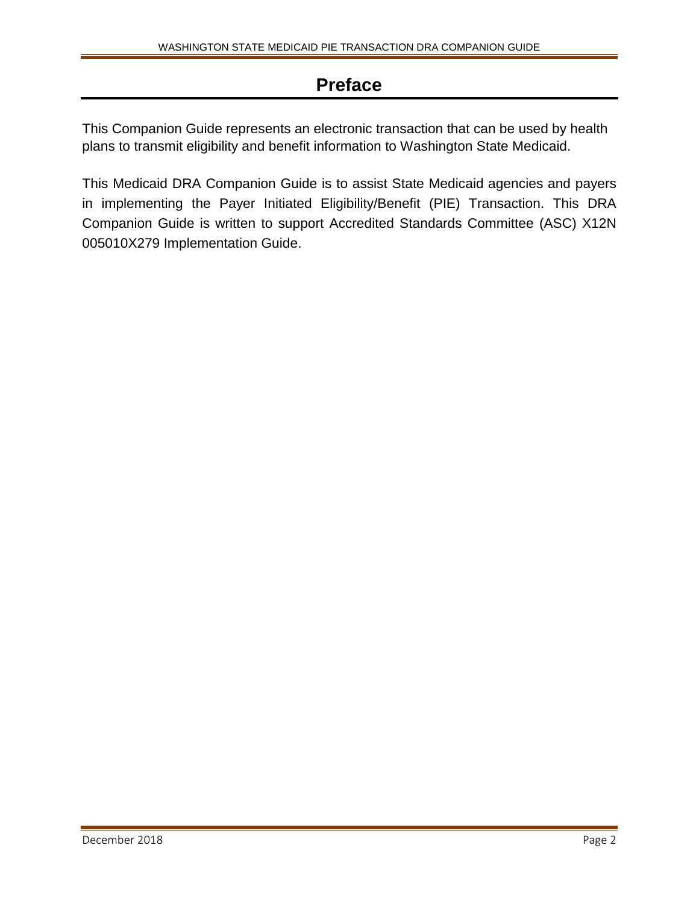# Preface

This Companion Guide represents an electronic transaction that can be used by health plans to transmit eligibility and benefit information to Washington State Medicaid.

This Medicaid DRA Companion Guide is to assist State Medicaid agencies and payers in implementing the Payer Initiated Eligibility/Benefit (PIE) Transaction. This DRA Companion Guide is written to support Accredited Standards Committee (ASC) X12N 005010X279 Implementation Guide.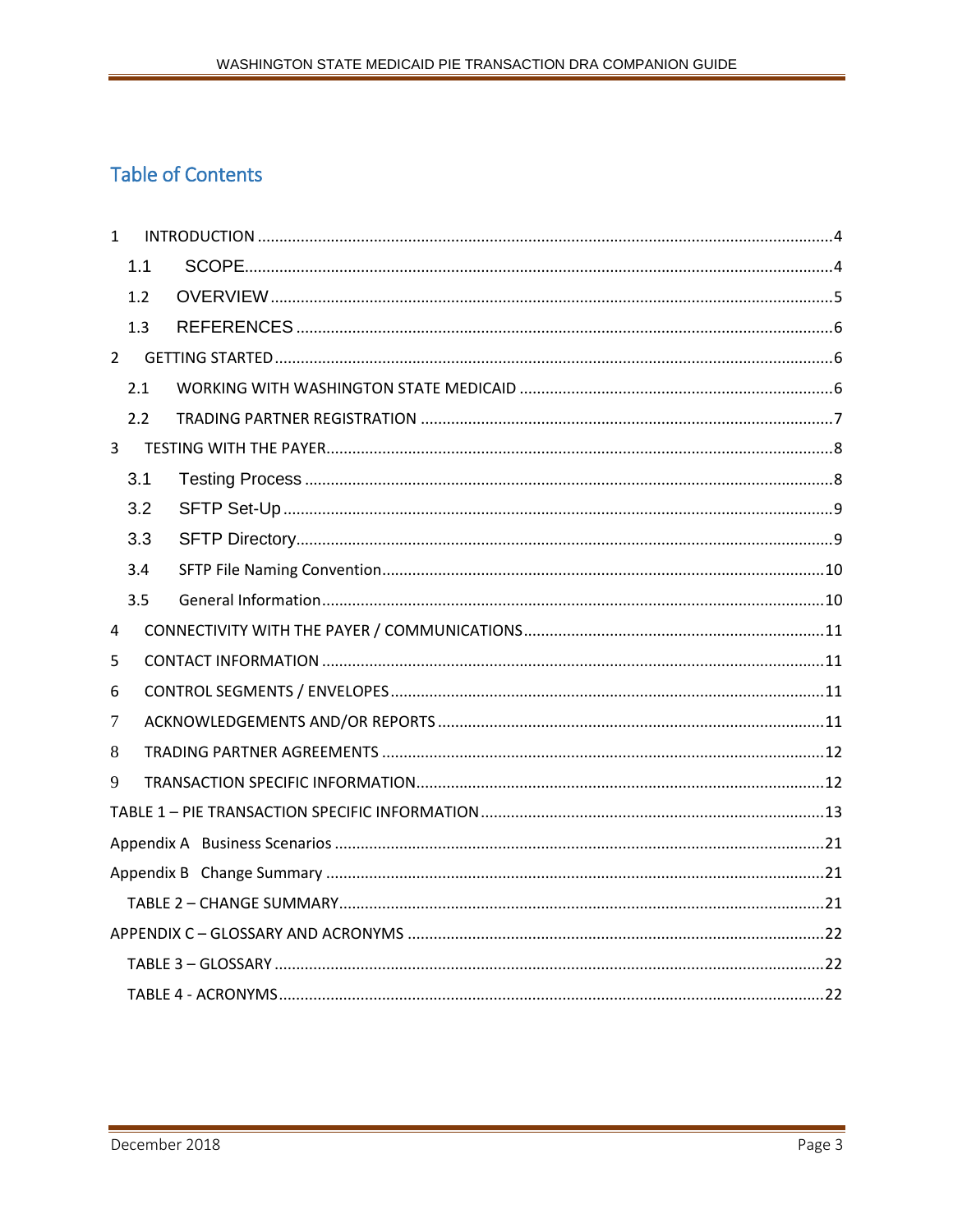# Table of Contents

1 INTRODUCTION .......... 4

- 1.1 SCOPE .......... 4
- 1.2 OVERVIEW .......... 5
- 1.3 REFERENCES .......... 6

2 GETTING STARTED .......... 6

- 2.1 WORKING WITH WASHINGTON STATE MEDICAID .......... 6
- 2.2 TRADING PARTNER REGISTRATION .......... 7

3 TESTING WITH THE PAYER .......... 8

- 3.1 Testing Process .......... 8
- 3.2 SFTP Set-Up .......... 9
- 3.3 SFTP Directory .......... 9
- 3.4 SFTP File Naming Convention .......... 10
- 3.5 General Information .......... 10

4 CONNECTIVITY WITH THE PAYER / COMMUNICATIONS .......... 11

5 CONTACT INFORMATION .......... 11

6 CONTROL SEGMENTS / ENVELOPES .......... 11

7 ACKNOWLEDGEMENTS AND/OR REPORTS .......... 11

8 TRADING PARTNER AGREEMENTS .......... 12

9 TRANSACTION SPECIFIC INFORMATION .......... 12

TABLE 1 – PIE TRANSACTION SPECIFIC INFORMATION .......... 13

Appendix A Business Scenarios .......... 21

Appendix B Change Summary .......... 21

- TABLE 2 – CHANGE SUMMARY .......... 21

APPENDIX C – GLOSSARY AND ACRONYMS .......... 22

- TABLE 3 – GLOSSARY .......... 22
- TABLE 4 - ACRONYMS .......... 22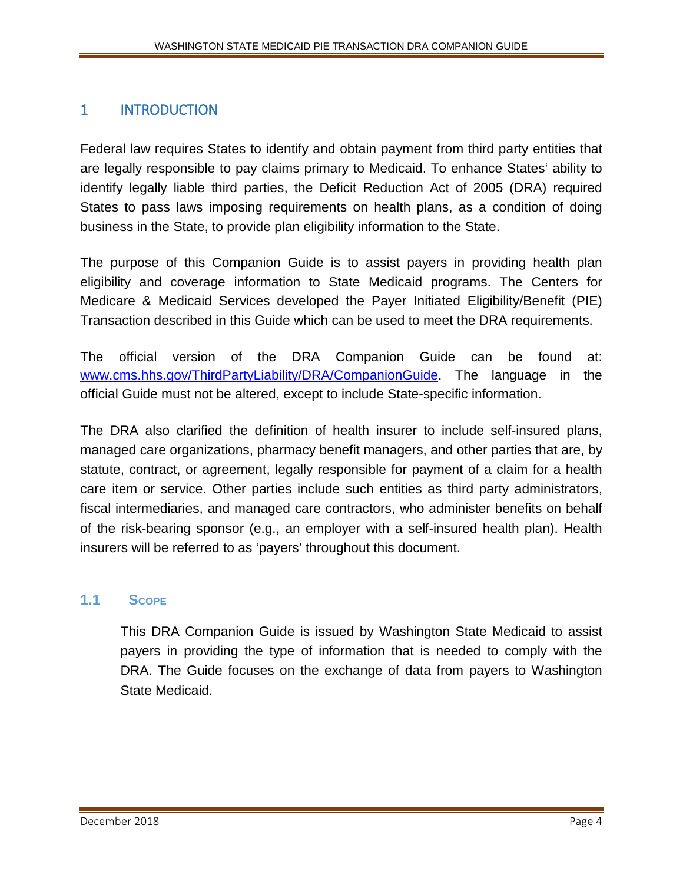# 1 INTRODUCTION

Federal law requires States to identify and obtain payment from third party entities that are legally responsible to pay claims primary to Medicaid. To enhance States' ability to identify legally liable third parties, the Deficit Reduction Act of 2005 (DRA) required States to pass laws imposing requirements on health plans, as a condition of doing business in the State, to provide plan eligibility information to the State.

The purpose of this Companion Guide is to assist payers in providing health plan eligibility and coverage information to State Medicaid programs. The Centers for Medicare & Medicaid Services developed the Payer Initiated Eligibility/Benefit (PIE) Transaction described in this Guide which can be used to meet the DRA requirements.

The official version of the DRA Companion Guide can be found at: [www.cms.hhs.gov/ThirdPartyLiability/DRA/CompanionGuide](www.cms.hhs.gov/ThirdPartyLiability/DRA/CompanionGuide). The language in the official Guide must not be altered, except to include State-specific information.

The DRA also clarified the definition of health insurer to include self-insured plans, managed care organizations, pharmacy benefit managers, and other parties that are, by statute, contract, or agreement, legally responsible for payment of a claim for a health care item or service. Other parties include such entities as third party administrators, fiscal intermediaries, and managed care contractors, who administer benefits on behalf of the risk-bearing sponsor (e.g., an employer with a self-insured health plan). Health insurers will be referred to as 'payers' throughout this document.

## 1.1 SCOPE

This DRA Companion Guide is issued by Washington State Medicaid to assist payers in providing the type of information that is needed to comply with the DRA. The Guide focuses on the exchange of data from payers to Washington State Medicaid.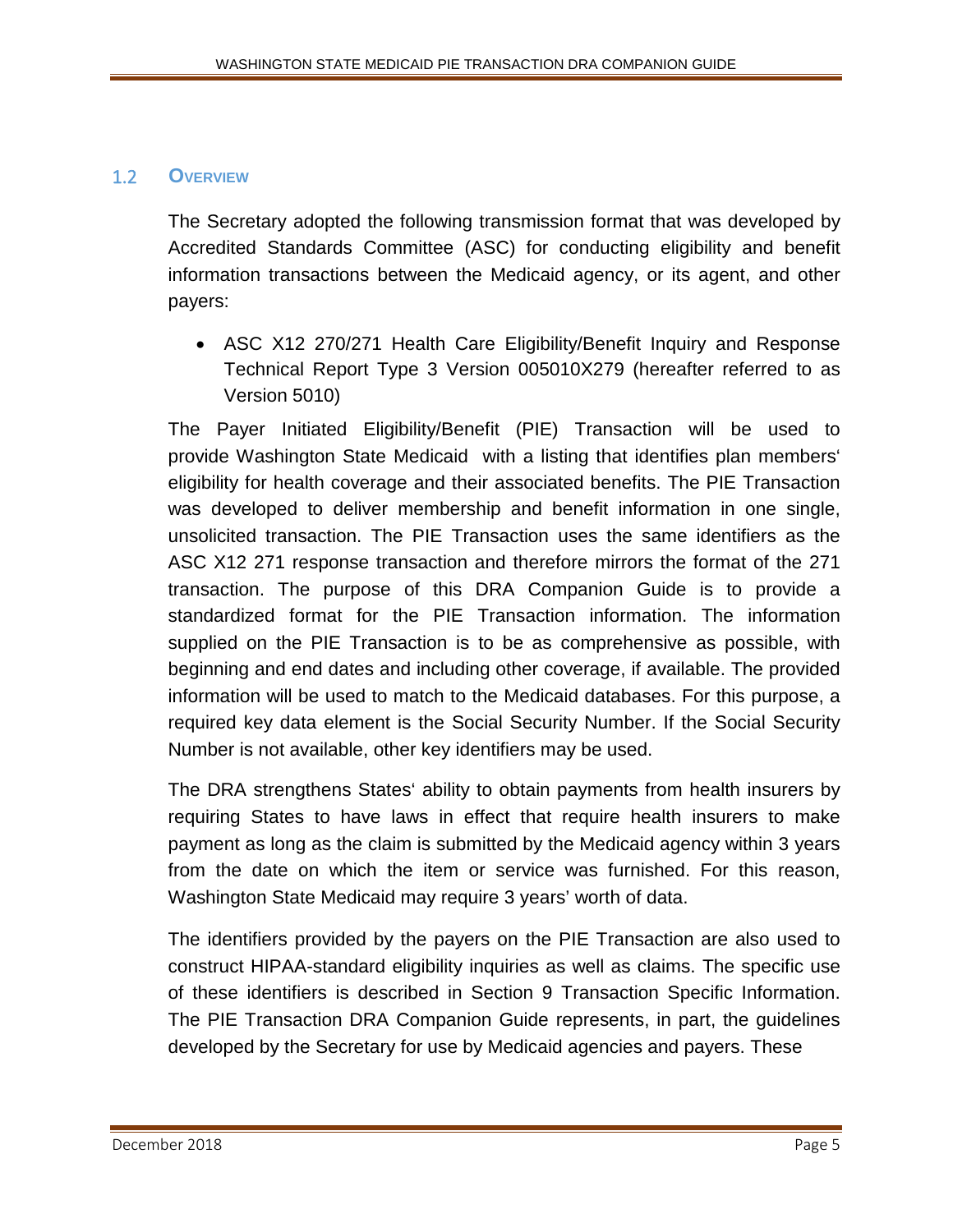## 1.2 Overview

The Secretary adopted the following transmission format that was developed by Accredited Standards Committee (ASC) for conducting eligibility and benefit information transactions between the Medicaid agency, or its agent, and other payers:

- ASC X12 270/271 Health Care Eligibility/Benefit Inquiry and Response Technical Report Type 3 Version 005010X279 (hereafter referred to as Version 5010)

The Payer Initiated Eligibility/Benefit (PIE) Transaction will be used to provide Washington State Medicaid with a listing that identifies plan members' eligibility for health coverage and their associated benefits. The PIE Transaction was developed to deliver membership and benefit information in one single, unsolicited transaction. The PIE Transaction uses the same identifiers as the ASC X12 271 response transaction and therefore mirrors the format of the 271 transaction. The purpose of this DRA Companion Guide is to provide a standardized format for the PIE Transaction information. The information supplied on the PIE Transaction is to be as comprehensive as possible, with beginning and end dates and including other coverage, if available. The provided information will be used to match to the Medicaid databases. For this purpose, a required key data element is the Social Security Number. If the Social Security Number is not available, other key identifiers may be used.

The DRA strengthens States' ability to obtain payments from health insurers by requiring States to have laws in effect that require health insurers to make payment as long as the claim is submitted by the Medicaid agency within 3 years from the date on which the item or service was furnished. For this reason, Washington State Medicaid may require 3 years' worth of data.

The identifiers provided by the payers on the PIE Transaction are also used to construct HIPAA-standard eligibility inquiries as well as claims. The specific use of these identifiers is described in Section 9 Transaction Specific Information. The PIE Transaction DRA Companion Guide represents, in part, the guidelines developed by the Secretary for use by Medicaid agencies and payers. These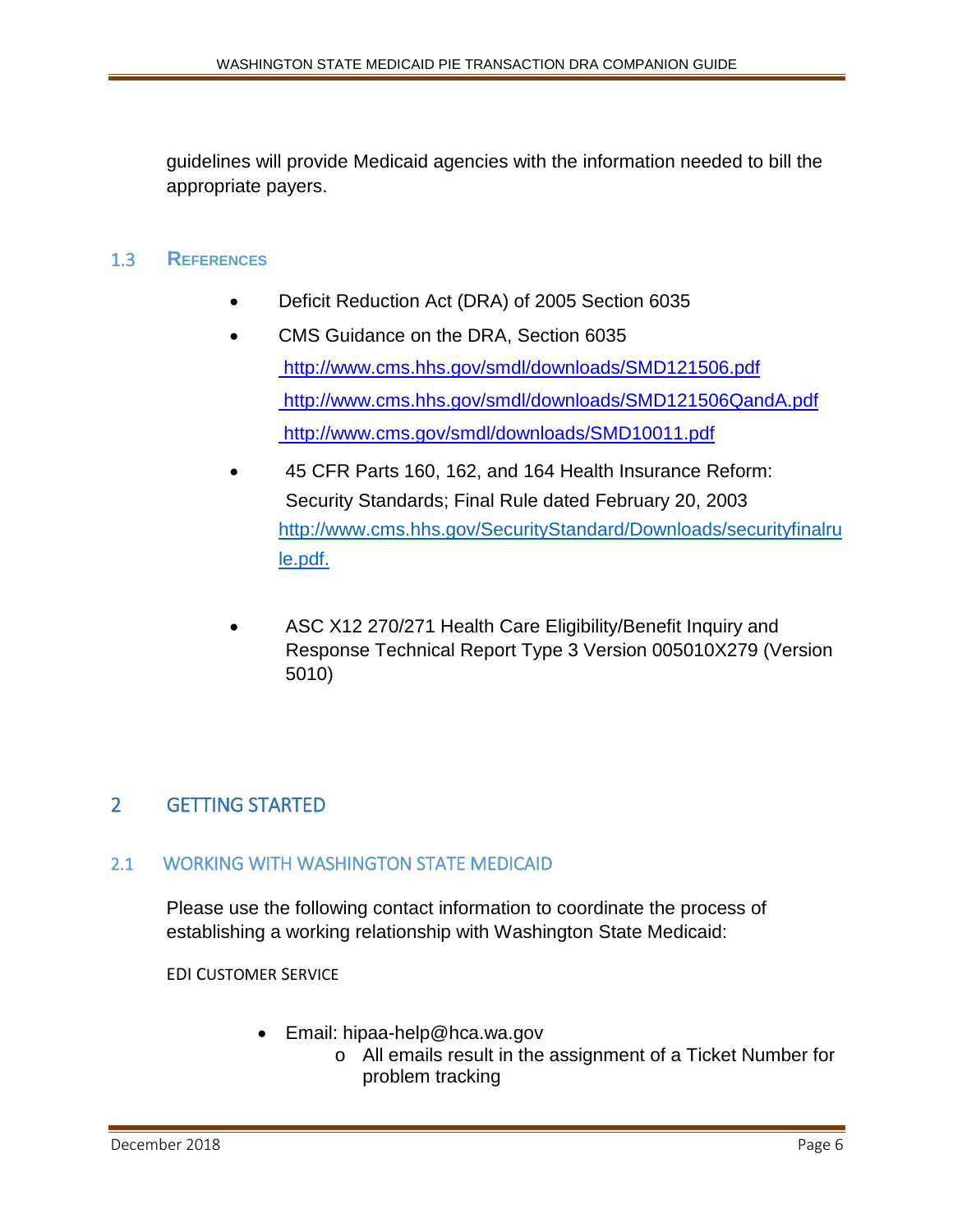guidelines will provide Medicaid agencies with the information needed to bill the appropriate payers.

### 1.3 REFERENCES

- Deficit Reduction Act (DRA) of 2005 Section 6035
- CMS Guidance on the DRA, Section 6035
  http://www.cms.hhs.gov/smdl/downloads/SMD121506.pdf
  http://www.cms.hhs.gov/smdl/downloads/SMD121506QandA.pdf
  http://www.cms.gov/smdl/downloads/SMD10011.pdf
- 45 CFR Parts 160, 162, and 164 Health Insurance Reform: Security Standards; Final Rule dated February 20, 2003
  http://www.cms.hhs.gov/SecurityStandard/Downloads/securityfinalrule.pdf.
- ASC X12 270/271 Health Care Eligibility/Benefit Inquiry and Response Technical Report Type 3 Version 005010X279 (Version 5010)

# 2 GETTING STARTED

## 2.1 WORKING WITH WASHINGTON STATE MEDICAID

Please use the following contact information to coordinate the process of establishing a working relationship with Washington State Medicaid:

EDI CUSTOMER SERVICE

- Email: hipaa-help@hca.wa.gov
  - All emails result in the assignment of a Ticket Number for problem tracking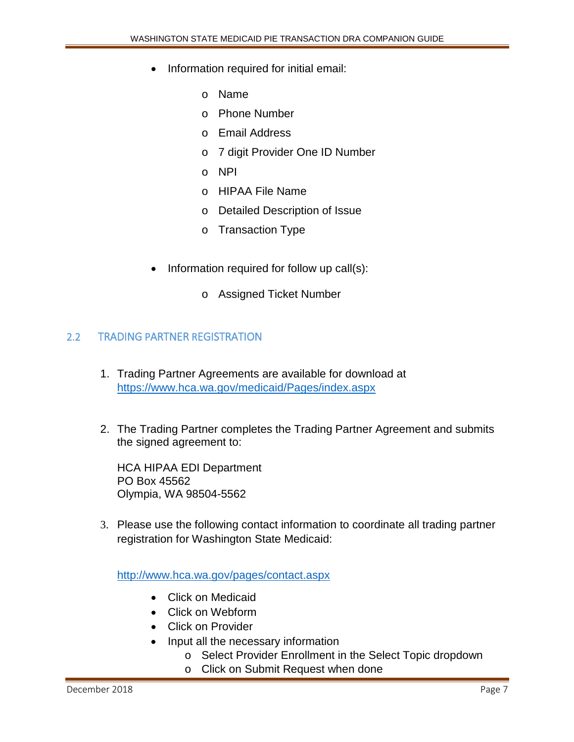- Information required for initial email:
  - Name
  - Phone Number
  - Email Address
  - 7 digit Provider One ID Number
  - NPI
  - HIPAA File Name
  - Detailed Description of Issue
  - Transaction Type

- Information required for follow up call(s):
  - Assigned Ticket Number

## 2.2 TRADING PARTNER REGISTRATION

1. Trading Partner Agreements are available for download at https://www.hca.wa.gov/medicaid/Pages/index.aspx

2. The Trading Partner completes the Trading Partner Agreement and submits the signed agreement to:

   HCA HIPAA EDI Department
   PO Box 45562
   Olympia, WA 98504-5562

3. Please use the following contact information to coordinate all trading partner registration for Washington State Medicaid:

   http://www.hca.wa.gov/pages/contact.aspx

   - Click on Medicaid
   - Click on Webform
   - Click on Provider
   - Input all the necessary information
     - Select Provider Enrollment in the Select Topic dropdown
     - Click on Submit Request when done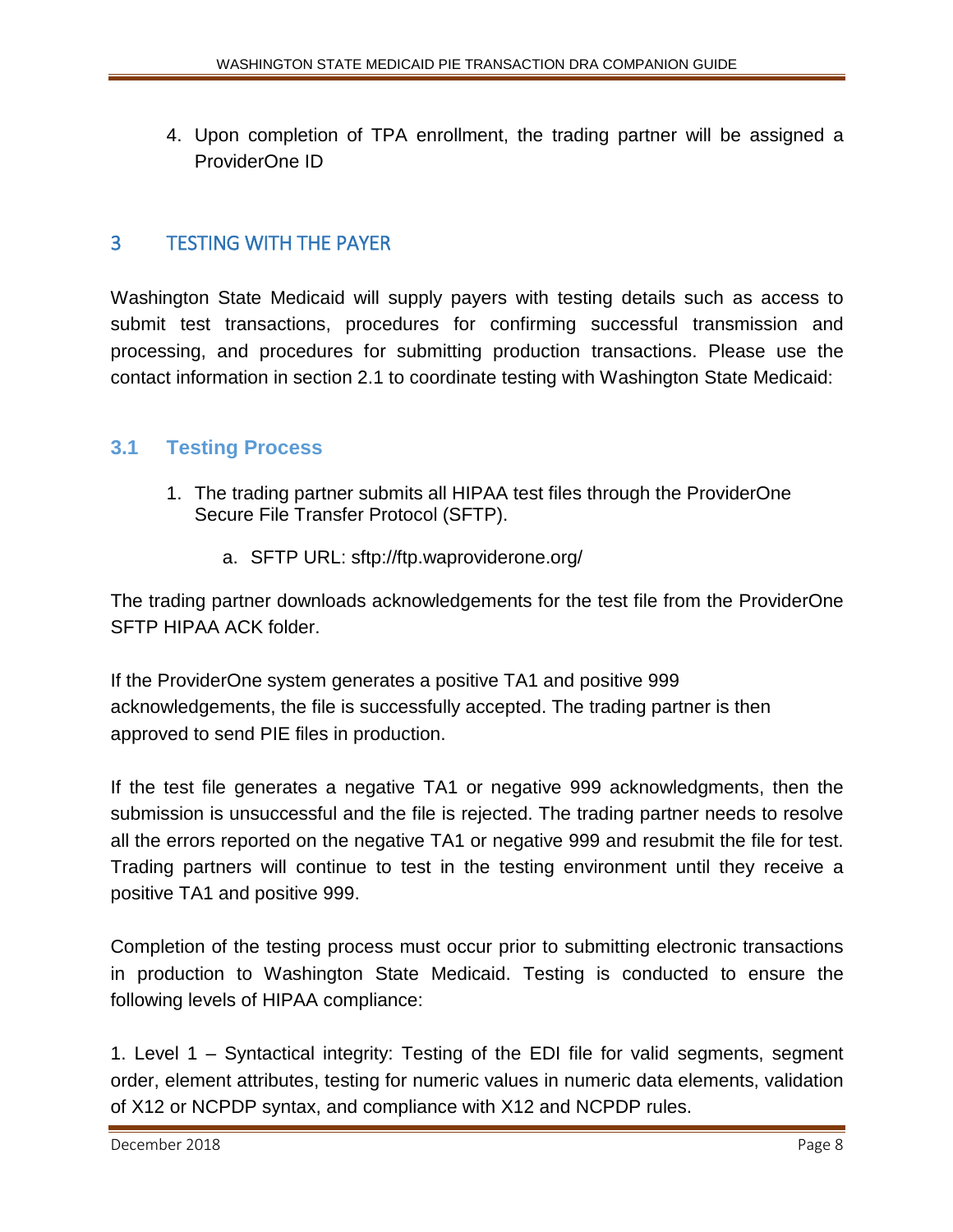4. Upon completion of TPA enrollment, the trading partner will be assigned a ProviderOne ID

# 3 TESTING WITH THE PAYER

Washington State Medicaid will supply payers with testing details such as access to submit test transactions, procedures for confirming successful transmission and processing, and procedures for submitting production transactions. Please use the contact information in section 2.1 to coordinate testing with Washington State Medicaid:

## 3.1 Testing Process

1. The trading partner submits all HIPAA test files through the ProviderOne Secure File Transfer Protocol (SFTP).
   a. SFTP URL: sftp://ftp.waproviderone.org/

The trading partner downloads acknowledgements for the test file from the ProviderOne SFTP HIPAA ACK folder.

If the ProviderOne system generates a positive TA1 and positive 999 acknowledgements, the file is successfully accepted. The trading partner is then approved to send PIE files in production.

If the test file generates a negative TA1 or negative 999 acknowledgments, then the submission is unsuccessful and the file is rejected. The trading partner needs to resolve all the errors reported on the negative TA1 or negative 999 and resubmit the file for test. Trading partners will continue to test in the testing environment until they receive a positive TA1 and positive 999.

Completion of the testing process must occur prior to submitting electronic transactions in production to Washington State Medicaid. Testing is conducted to ensure the following levels of HIPAA compliance:

1. Level 1 – Syntactical integrity: Testing of the EDI file for valid segments, segment order, element attributes, testing for numeric values in numeric data elements, validation of X12 or NCPDP syntax, and compliance with X12 and NCPDP rules.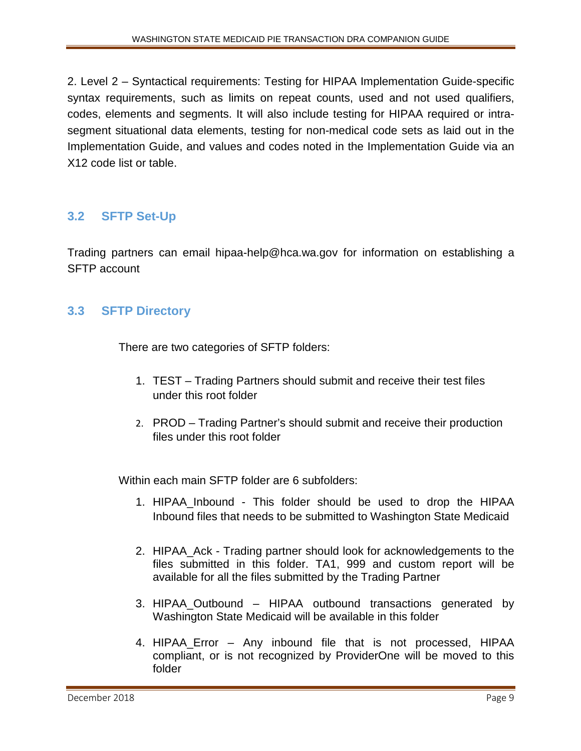2. Level 2 – Syntactical requirements: Testing for HIPAA Implementation Guide-specific syntax requirements, such as limits on repeat counts, used and not used qualifiers, codes, elements and segments. It will also include testing for HIPAA required or intra-segment situational data elements, testing for non-medical code sets as laid out in the Implementation Guide, and values and codes noted in the Implementation Guide via an X12 code list or table.

## 3.2 SFTP Set-Up

Trading partners can email hipaa-help@hca.wa.gov for information on establishing a SFTP account

## 3.3 SFTP Directory

There are two categories of SFTP folders:

1. TEST – Trading Partners should submit and receive their test files under this root folder
2. PROD – Trading Partner's should submit and receive their production files under this root folder

Within each main SFTP folder are 6 subfolders:

1. HIPAA_Inbound - This folder should be used to drop the HIPAA Inbound files that needs to be submitted to Washington State Medicaid
2. HIPAA_Ack - Trading partner should look for acknowledgements to the files submitted in this folder. TA1, 999 and custom report will be available for all the files submitted by the Trading Partner
3. HIPAA_Outbound – HIPAA outbound transactions generated by Washington State Medicaid will be available in this folder
4. HIPAA_Error – Any inbound file that is not processed, HIPAA compliant, or is not recognized by ProviderOne will be moved to this folder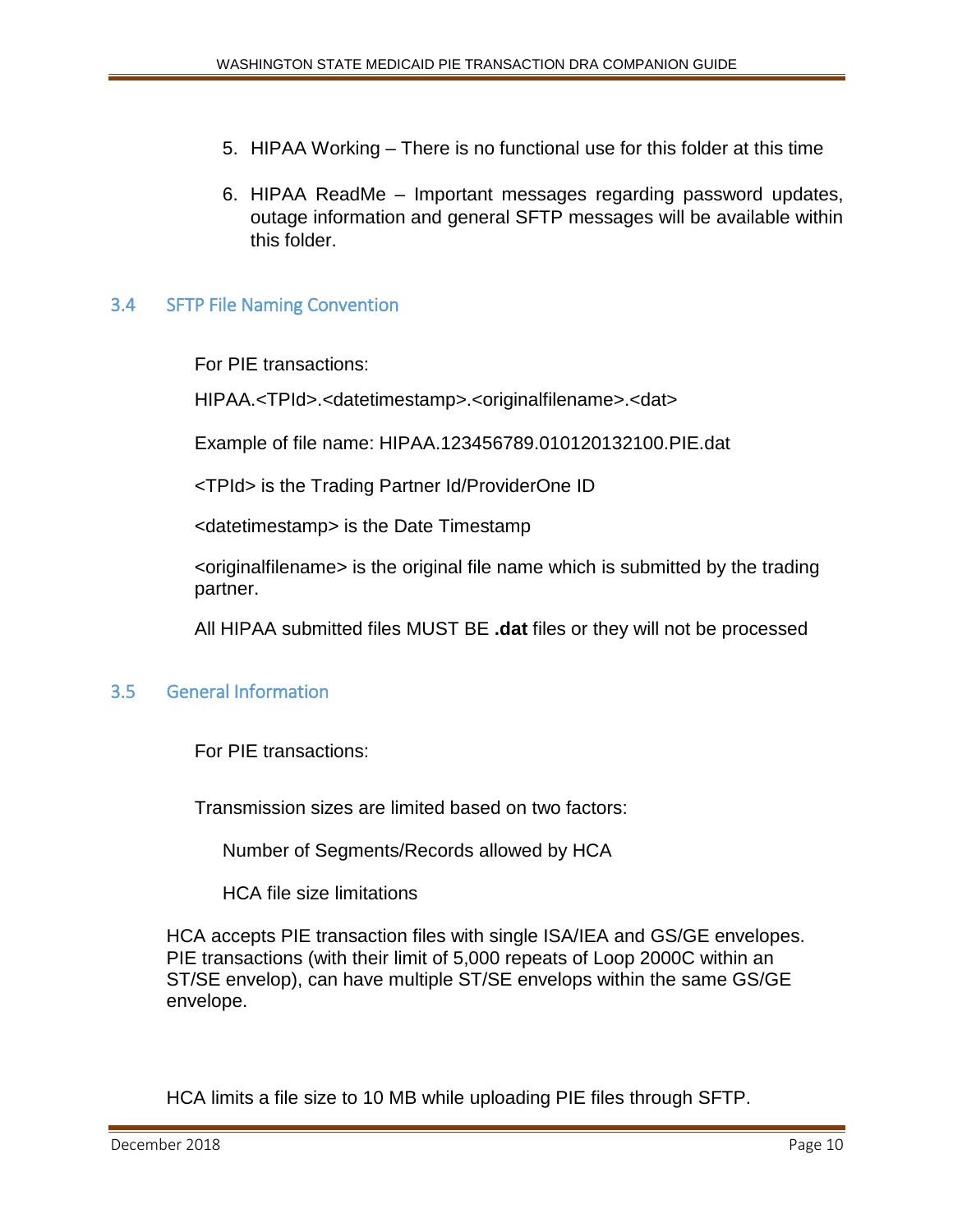5. HIPAA Working – There is no functional use for this folder at this time

6. HIPAA ReadMe – Important messages regarding password updates, outage information and general SFTP messages will be available within this folder.

## 3.4 SFTP File Naming Convention

For PIE transactions:

HIPAA.<TPId>.<datetimestamp>.<originalfilename>.<dat>

Example of file name: HIPAA.123456789.010120132100.PIE.dat

<TPId> is the Trading Partner Id/ProviderOne ID

<datetimestamp> is the Date Timestamp

<originalfilename> is the original file name which is submitted by the trading partner.

All HIPAA submitted files MUST BE **.dat** files or they will not be processed

## 3.5 General Information

For PIE transactions:

Transmission sizes are limited based on two factors:

Number of Segments/Records allowed by HCA

HCA file size limitations

HCA accepts PIE transaction files with single ISA/IEA and GS/GE envelopes. PIE transactions (with their limit of 5,000 repeats of Loop 2000C within an ST/SE envelop), can have multiple ST/SE envelops within the same GS/GE envelope.

HCA limits a file size to 10 MB while uploading PIE files through SFTP.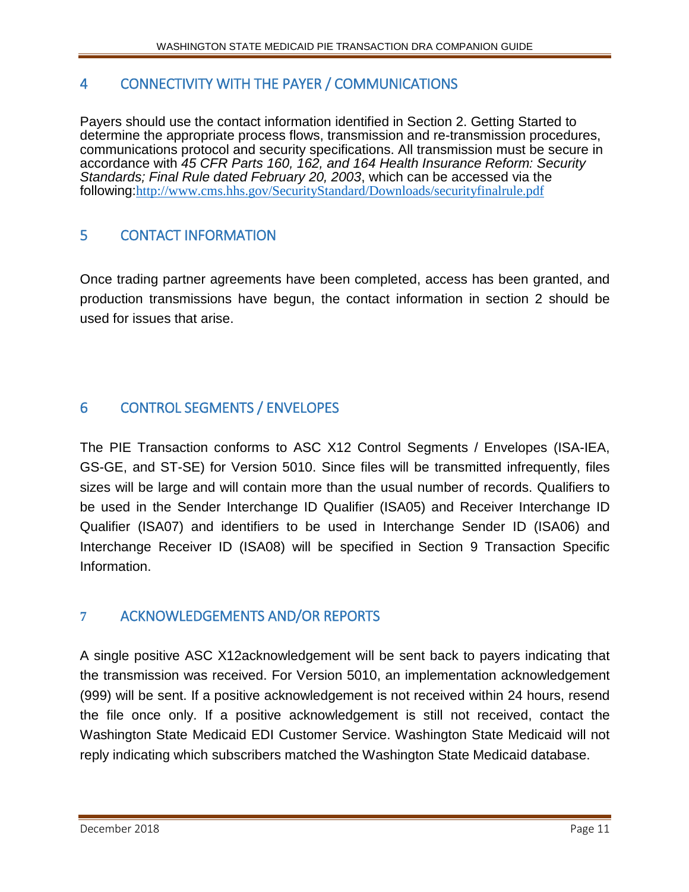# 4 CONNECTIVITY WITH THE PAYER / COMMUNICATIONS

Payers should use the contact information identified in Section 2. Getting Started to determine the appropriate process flows, transmission and re-transmission procedures, communications protocol and security specifications. All transmission must be secure in accordance with *45 CFR Parts 160, 162, and 164 Health Insurance Reform: Security Standards; Final Rule dated February 20, 2003*, which can be accessed via the following:http://www.cms.hhs.gov/SecurityStandard/Downloads/securityfinalrule.pdf

# 5 CONTACT INFORMATION

Once trading partner agreements have been completed, access has been granted, and production transmissions have begun, the contact information in section 2 should be used for issues that arise.

# 6 CONTROL SEGMENTS / ENVELOPES

The PIE Transaction conforms to ASC X12 Control Segments / Envelopes (ISA-IEA, GS-GE, and ST-SE) for Version 5010. Since files will be transmitted infrequently, files sizes will be large and will contain more than the usual number of records. Qualifiers to be used in the Sender Interchange ID Qualifier (ISA05) and Receiver Interchange ID Qualifier (ISA07) and identifiers to be used in Interchange Sender ID (ISA06) and Interchange Receiver ID (ISA08) will be specified in Section 9 Transaction Specific Information.

# 7 ACKNOWLEDGEMENTS AND/OR REPORTS

A single positive ASC X12acknowledgement will be sent back to payers indicating that the transmission was received. For Version 5010, an implementation acknowledgement (999) will be sent. If a positive acknowledgement is not received within 24 hours, resend the file once only. If a positive acknowledgement is still not received, contact the Washington State Medicaid EDI Customer Service. Washington State Medicaid will not reply indicating which subscribers matched the Washington State Medicaid database.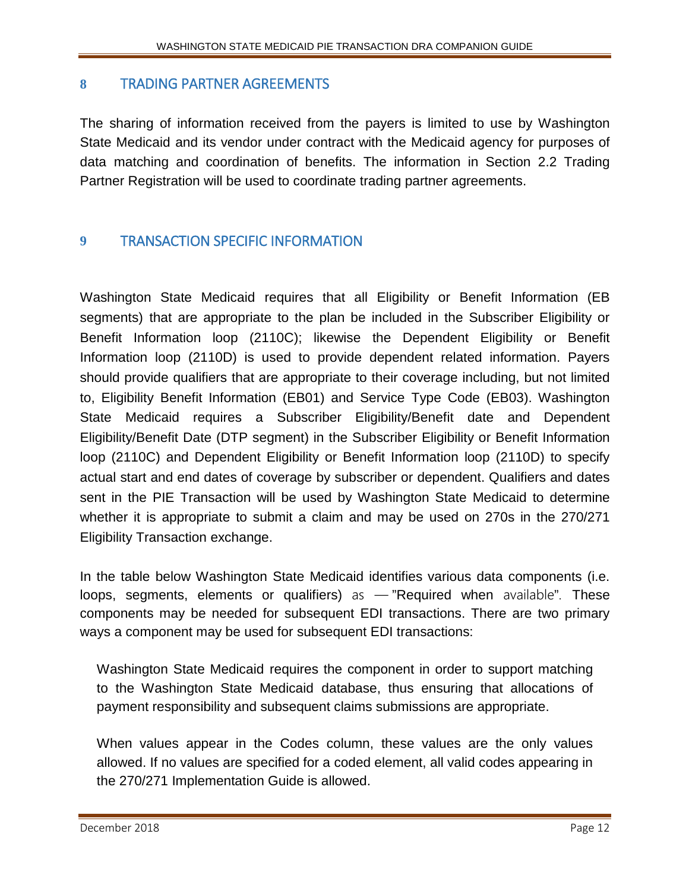# 8 TRADING PARTNER AGREEMENTS

The sharing of information received from the payers is limited to use by Washington State Medicaid and its vendor under contract with the Medicaid agency for purposes of data matching and coordination of benefits. The information in Section 2.2 Trading Partner Registration will be used to coordinate trading partner agreements.

# 9 TRANSACTION SPECIFIC INFORMATION

Washington State Medicaid requires that all Eligibility or Benefit Information (EB segments) that are appropriate to the plan be included in the Subscriber Eligibility or Benefit Information loop (2110C); likewise the Dependent Eligibility or Benefit Information loop (2110D) is used to provide dependent related information. Payers should provide qualifiers that are appropriate to their coverage including, but not limited to, Eligibility Benefit Information (EB01) and Service Type Code (EB03). Washington State Medicaid requires a Subscriber Eligibility/Benefit date and Dependent Eligibility/Benefit Date (DTP segment) in the Subscriber Eligibility or Benefit Information loop (2110C) and Dependent Eligibility or Benefit Information loop (2110D) to specify actual start and end dates of coverage by subscriber or dependent. Qualifiers and dates sent in the PIE Transaction will be used by Washington State Medicaid to determine whether it is appropriate to submit a claim and may be used on 270s in the 270/271 Eligibility Transaction exchange.

In the table below Washington State Medicaid identifies various data components (i.e. loops, segments, elements or qualifiers) as — "Required when available". These components may be needed for subsequent EDI transactions. There are two primary ways a component may be used for subsequent EDI transactions:

Washington State Medicaid requires the component in order to support matching to the Washington State Medicaid database, thus ensuring that allocations of payment responsibility and subsequent claims submissions are appropriate.

When values appear in the Codes column, these values are the only values allowed. If no values are specified for a coded element, all valid codes appearing in the 270/271 Implementation Guide is allowed.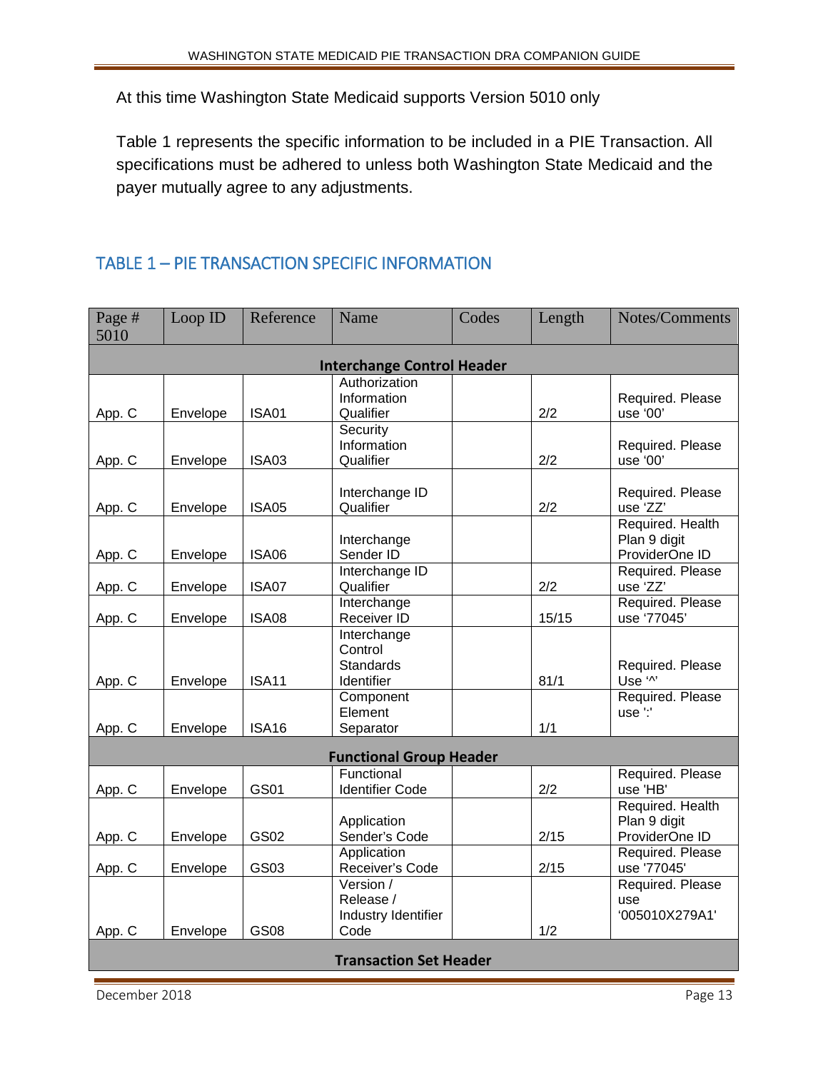At this time Washington State Medicaid supports Version 5010 only

Table 1 represents the specific information to be included in a PIE Transaction. All specifications must be adhered to unless both Washington State Medicaid and the payer mutually agree to any adjustments.

## TABLE 1 – PIE TRANSACTION SPECIFIC INFORMATION

| Page # 5010 | Loop ID | Reference | Name | Codes | Length | Notes/Comments |
|---|---|---|---|---|---|---|
| **Interchange Control Header** | | | | | | |
| App. C | Envelope | ISA01 | Authorization Information Qualifier | | 2/2 | Required. Please use '00' |
| App. C | Envelope | ISA03 | Security Information Qualifier | | 2/2 | Required. Please use '00' |
| App. C | Envelope | ISA05 | Interchange ID Qualifier | | 2/2 | Required. Please use 'ZZ' |
| App. C | Envelope | ISA06 | Interchange Sender ID | | | Required. Health Plan 9 digit ProviderOne ID |
| App. C | Envelope | ISA07 | Interchange ID Qualifier | | 2/2 | Required. Please use 'ZZ' |
| App. C | Envelope | ISA08 | Interchange Receiver ID | | 15/15 | Required. Please use '77045' |
| App. C | Envelope | ISA11 | Interchange Control Standards Identifier | | 81/1 | Required. Please Use '^' |
| App. C | Envelope | ISA16 | Component Element Separator | | 1/1 | Required. Please use ':' |
| **Functional Group Header** | | | | | | |
| App. C | Envelope | GS01 | Functional Identifier Code | | 2/2 | Required. Please use 'HB' |
| App. C | Envelope | GS02 | Application Sender's Code | | 2/15 | Required. Health Plan 9 digit ProviderOne ID |
| App. C | Envelope | GS03 | Application Receiver's Code | | 2/15 | Required. Please use '77045' |
| App. C | Envelope | GS08 | Version / Release / Industry Identifier Code | | 1/2 | Required. Please use '005010X279A1' |
| **Transaction Set Header** | | | | | | |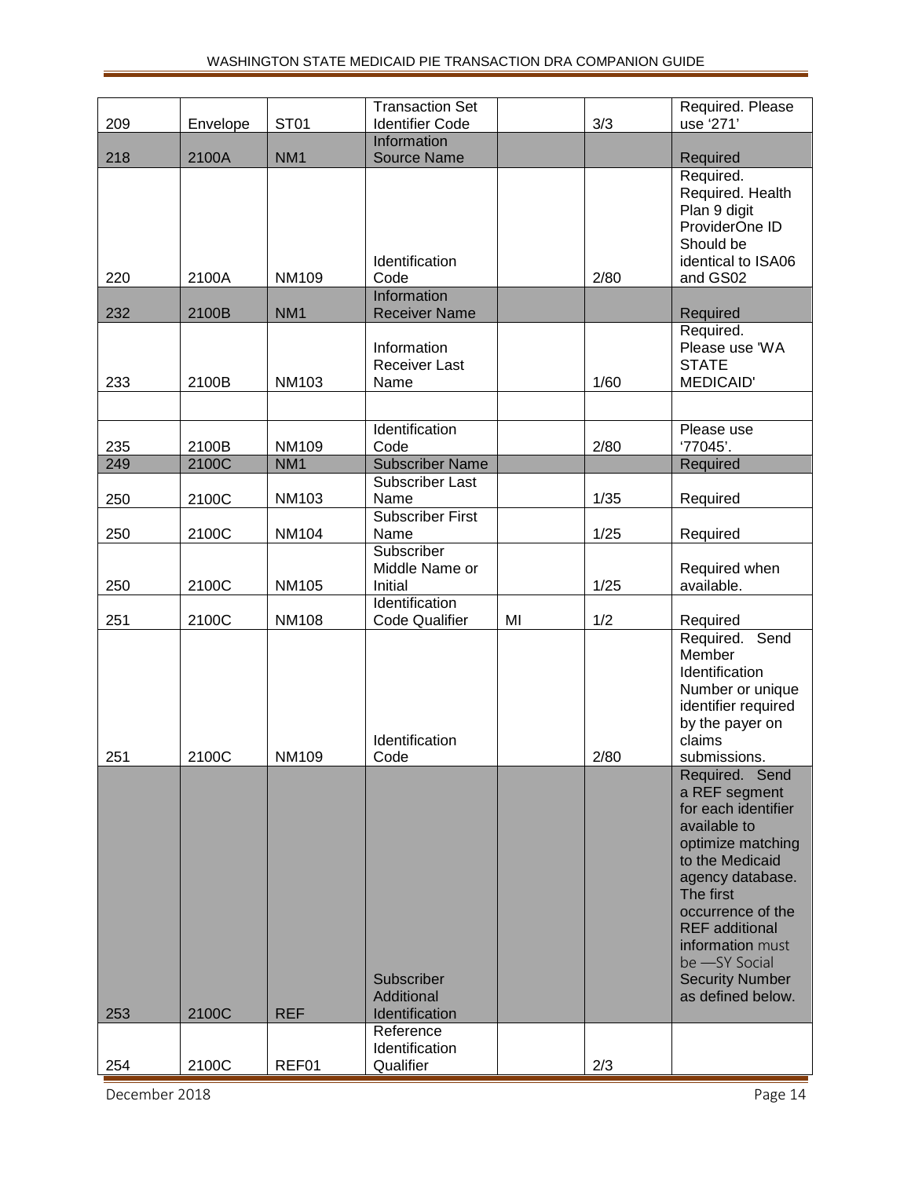| 209 | Envelope | ST01 | Transaction Set Identifier Code | | 3/3 | Required. Please use ‘271’ |
|---|---|---|---|---|---|---|
| 218 | 2100A | NM1 | Information Source Name | | | Required |
| 220 | 2100A | NM109 | Identification Code | | 2/80 | Required. Required. Health Plan 9 digit ProviderOne ID Should be identical to ISA06 and GS02 |
| 232 | 2100B | NM1 | Information Receiver Name | | | Required |
| 233 | 2100B | NM103 | Information Receiver Last Name | | 1/60 | Required. Please use 'WA STATE MEDICAID' |
| | | | | | | |
| 235 | 2100B | NM109 | Identification Code | | 2/80 | Please use ‘77045’. |
| 249 | 2100C | NM1 | Subscriber Name | | | Required |
| 250 | 2100C | NM103 | Subscriber Last Name | | 1/35 | Required |
| 250 | 2100C | NM104 | Subscriber First Name | | 1/25 | Required |
| 250 | 2100C | NM105 | Subscriber Middle Name or Initial | | 1/25 | Required when available. |
| 251 | 2100C | NM108 | Identification Code Qualifier | MI | 1/2 | Required |
| 251 | 2100C | NM109 | Identification Code | | 2/80 | Required. Send Member Identification Number or unique identifier required by the payer on claims submissions. |
| 253 | 2100C | REF | Subscriber Additional Identification | | | Required. Send a REF segment for each identifier available to optimize matching to the Medicaid agency database. The first occurrence of the REF additional information must be —SY Social Security Number as defined below. |
| 254 | 2100C | REF01 | Reference Identification Qualifier | | 2/3 | |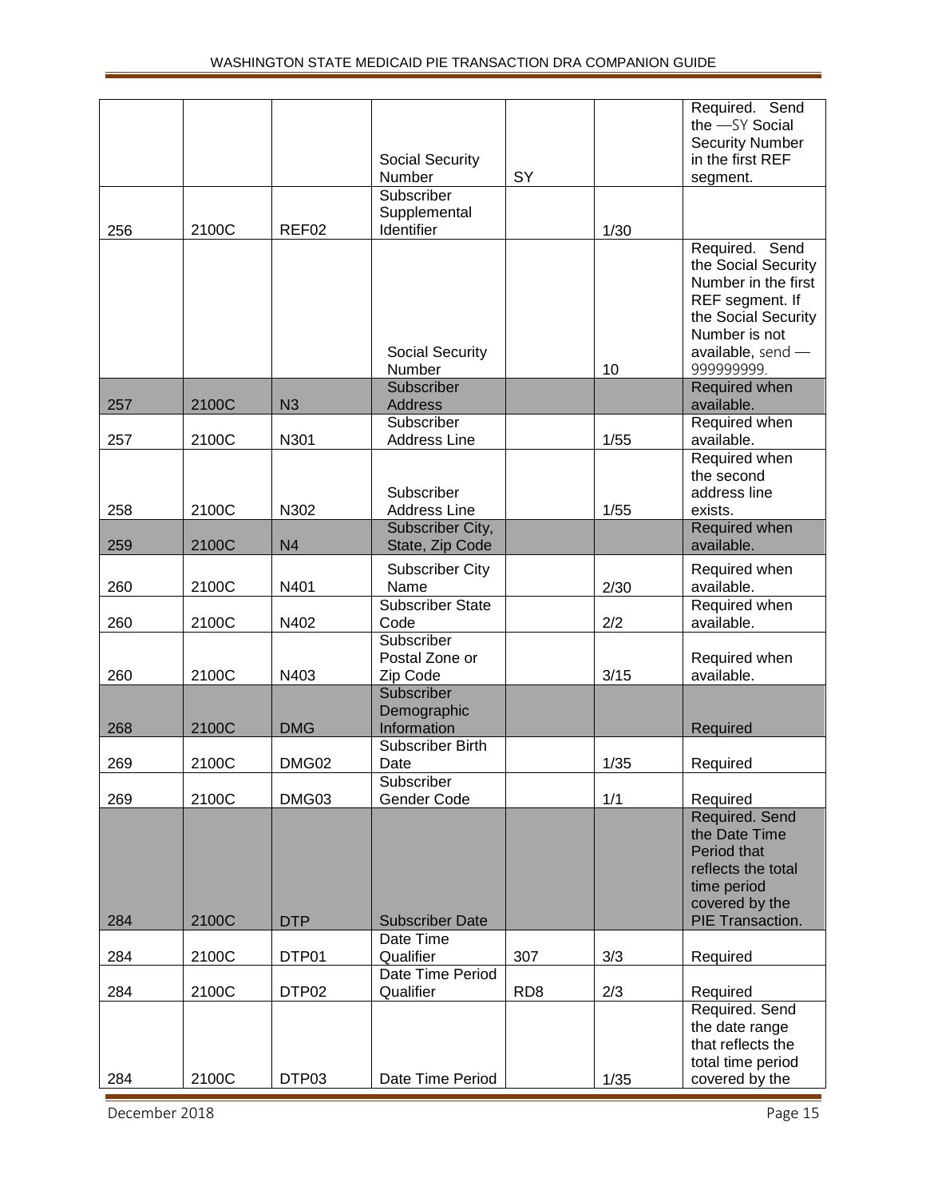| | | | | | | |
|---|---|---|---|---|---|---|
| | | | Social Security Number | SY | | Required. Send the ―SY Social Security Number in the first REF segment. |
| 256 | 2100C | REF02 | Subscriber Supplemental Identifier | | 1/30 | |
| | | | Social Security Number | | 10 | Required. Send the Social Security Number in the first REF segment. If the Social Security Number is not available, send ―999999999. |
| 257 | 2100C | N3 | Subscriber Address | | | Required when available. |
| 257 | 2100C | N301 | Subscriber Address Line | | 1/55 | Required when available. |
| 258 | 2100C | N302 | Subscriber Address Line | | 1/55 | Required when the second address line exists. |
| 259 | 2100C | N4 | Subscriber City, State, Zip Code | | | Required when available. |
| 260 | 2100C | N401 | Subscriber City Name | | 2/30 | Required when available. |
| 260 | 2100C | N402 | Subscriber State Code | | 2/2 | Required when available. |
| 260 | 2100C | N403 | Subscriber Postal Zone or Zip Code | | 3/15 | Required when available. |
| 268 | 2100C | DMG | Subscriber Demographic Information | | | Required |
| 269 | 2100C | DMG02 | Subscriber Birth Date | | 1/35 | Required |
| 269 | 2100C | DMG03 | Subscriber Gender Code | | 1/1 | Required |
| 284 | 2100C | DTP | Subscriber Date | | | Required. Send the Date Time Period that reflects the total time period covered by the PIE Transaction. |
| 284 | 2100C | DTP01 | Date Time Qualifier | 307 | 3/3 | Required |
| 284 | 2100C | DTP02 | Date Time Period Qualifier | RD8 | 2/3 | Required |
| 284 | 2100C | DTP03 | Date Time Period | | 1/35 | Required. Send the date range that reflects the total time period covered by the |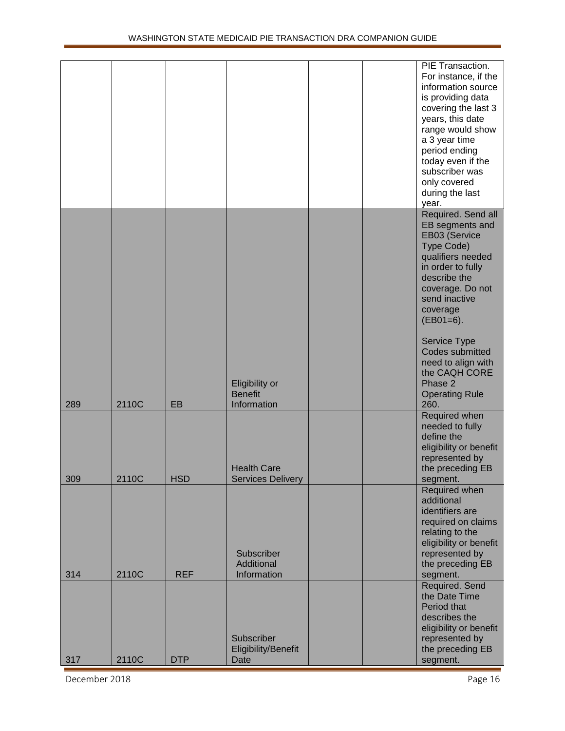| | | | | | | |
|---|---|---|---|---|---|---|
| | | | | | | PIE Transaction. For instance, if the information source is providing data covering the last 3 years, this date range would show a 3 year time period ending today even if the subscriber was only covered during the last year. |
| 289 | 2110C | EB | Eligibility or Benefit Information | | | Required. Send all EB segments and EB03 (Service Type Code) qualifiers needed in order to fully describe the coverage. Do not send inactive coverage (EB01=6).<br><br>Service Type Codes submitted need to align with the CAQH CORE Phase 2 Operating Rule 260. |
| 309 | 2110C | HSD | Health Care Services Delivery | | | Required when needed to fully define the eligibility or benefit represented by the preceding EB segment. |
| 314 | 2110C | REF | Subscriber Additional Information | | | Required when additional identifiers are required on claims relating to the eligibility or benefit represented by the preceding EB segment. |
| 317 | 2110C | DTP | Subscriber Eligibility/Benefit Date | | | Required. Send the Date Time Period that describes the eligibility or benefit represented by the preceding EB segment. |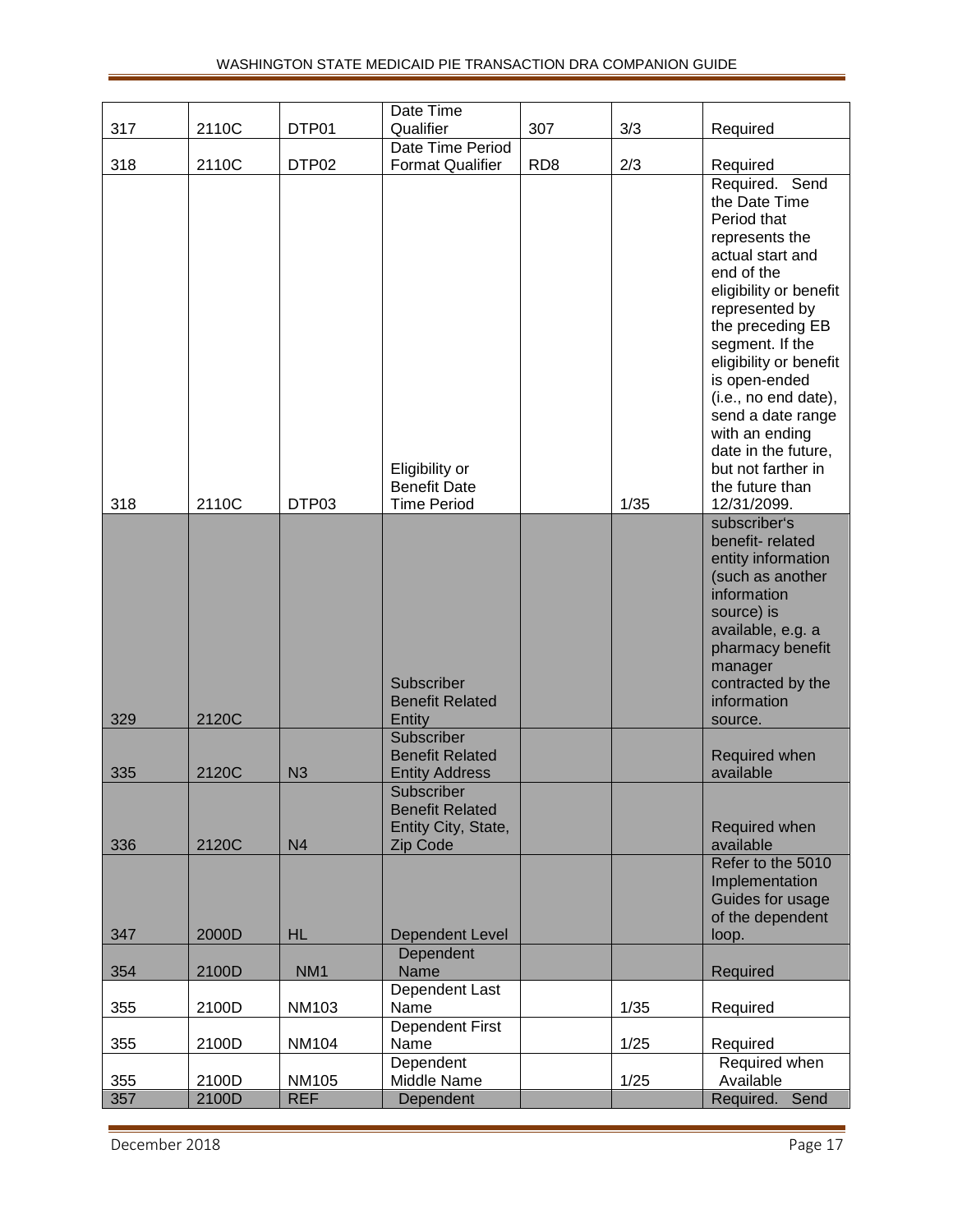| | | | | | | |
|---|---|---|---|---|---|---|
| 317 | 2110C | DTP01 | Date Time Qualifier | 307 | 3/3 | Required |
| 318 | 2110C | DTP02 | Date Time Period Format Qualifier | RD8 | 2/3 | Required |
| 318 | 2110C | DTP03 | Eligibility or Benefit Date Time Period | | 1/35 | Required. Send the Date Time Period that represents the actual start and end of the eligibility or benefit represented by the preceding EB segment. If the eligibility or benefit is open-ended (i.e., no end date), send a date range with an ending date in the future, but not farther in the future than 12/31/2099. |
| 329 | 2120C | | Subscriber Benefit Related Entity | | | subscriber's benefit- related entity information (such as another information source) is available, e.g. a pharmacy benefit manager contracted by the information source. |
| 335 | 2120C | N3 | Subscriber Benefit Related Entity Address | | | Required when available |
| 336 | 2120C | N4 | Subscriber Benefit Related Entity City, State, Zip Code | | | Required when available |
| 347 | 2000D | HL | Dependent Level | | | Refer to the 5010 Implementation Guides for usage of the dependent loop. |
| 354 | 2100D | NM1 | Dependent Name | | | Required |
| 355 | 2100D | NM103 | Dependent Last Name | | 1/35 | Required |
| 355 | 2100D | NM104 | Dependent First Name | | 1/25 | Required |
| 355 | 2100D | NM105 | Dependent Middle Name | | 1/25 | Required when Available |
| 357 | 2100D | REF | Dependent | | | Required. Send |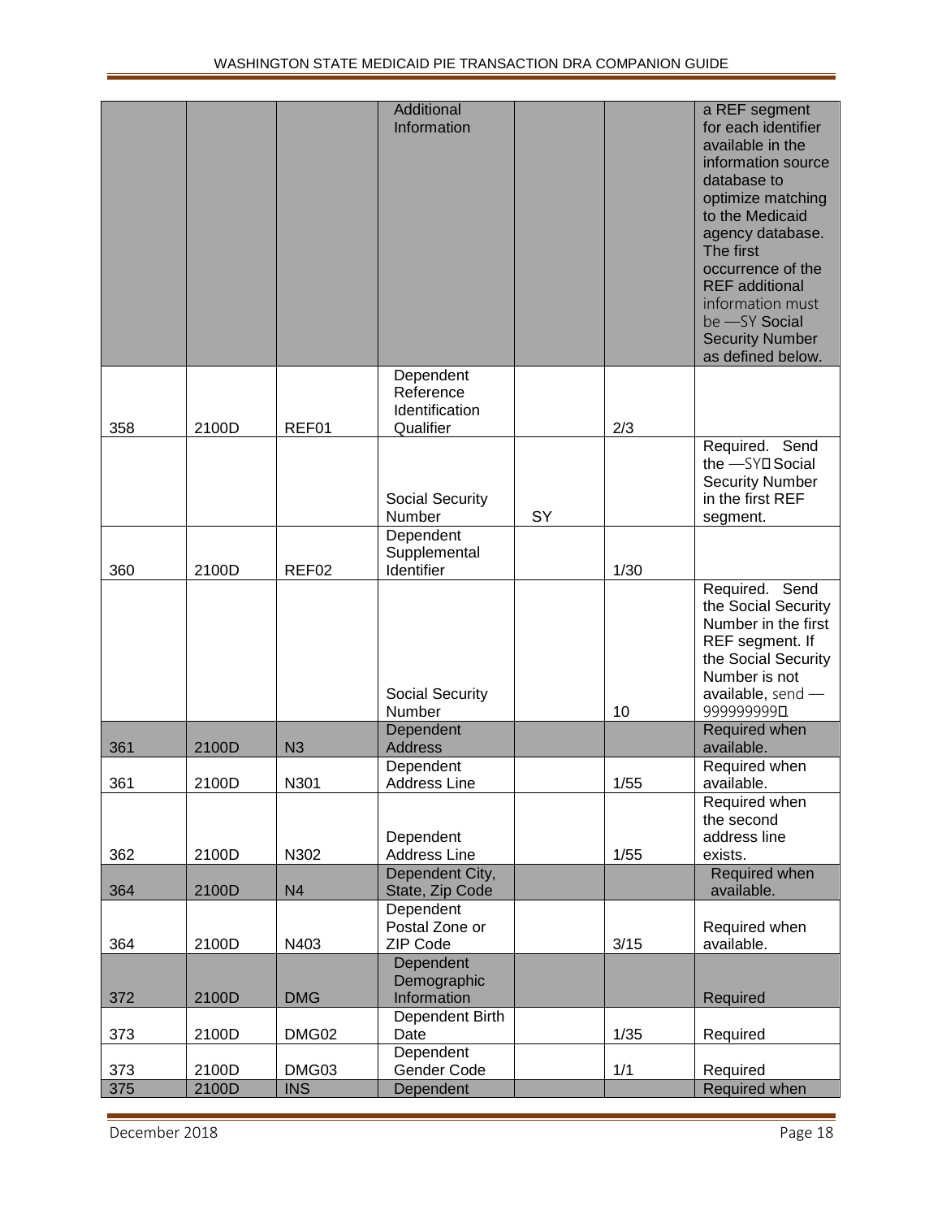| | | | Additional Information | | | a REF segment for each identifier available in the information source database to optimize matching to the Medicaid agency database. The first occurrence of the REF additional information must be —SY Social Security Number as defined below. |
|---|---|---|---|---|---|---|
| 358 | 2100D | REF01 | Dependent Reference Identification Qualifier | | 2/3 | |
| | | | Social Security Number | SY | | Required. Send the —SY Social Security Number in the first REF segment. |
| 360 | 2100D | REF02 | Dependent Supplemental Identifier | | 1/30 | |
| | | | Social Security Number | | 10 | Required. Send the Social Security Number in the first REF segment. If the Social Security Number is not available, send —999999999 |
| 361 | 2100D | N3 | Dependent Address | | | Required when available. |
| 361 | 2100D | N301 | Dependent Address Line | | 1/55 | Required when available. |
| 362 | 2100D | N302 | Dependent Address Line | | 1/55 | Required when the second address line exists. |
| 364 | 2100D | N4 | Dependent City, State, Zip Code | | | Required when available. |
| 364 | 2100D | N403 | Dependent Postal Zone or ZIP Code | | 3/15 | Required when available. |
| 372 | 2100D | DMG | Dependent Demographic Information | | | Required |
| 373 | 2100D | DMG02 | Dependent Birth Date | | 1/35 | Required |
| 373 | 2100D | DMG03 | Dependent Gender Code | | 1/1 | Required |
| 375 | 2100D | INS | Dependent | | | Required when |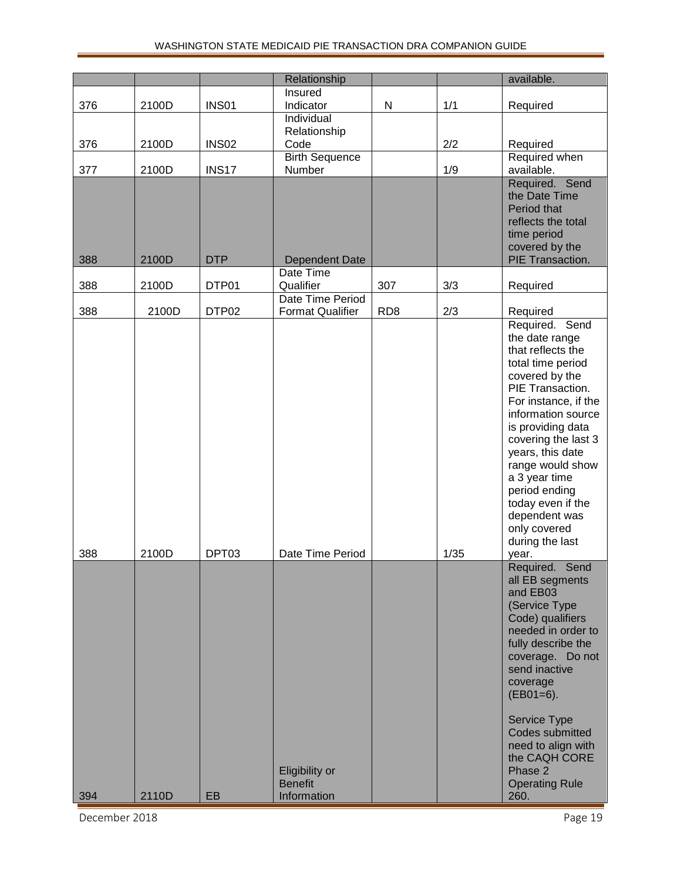| | | | Relationship | | | available. |
|---|---|---|---|---|---|---|
| 376 | 2100D | INS01 | Insured Indicator | N | 1/1 | Required |
| 376 | 2100D | INS02 | Individual Relationship Code | | 2/2 | Required |
| 377 | 2100D | INS17 | Birth Sequence Number | | 1/9 | Required when available. |
| 388 | 2100D | DTP | Dependent Date | | | Required. Send the Date Time Period that reflects the total time period covered by the PIE Transaction. |
| 388 | 2100D | DTP01 | Date Time Qualifier | 307 | 3/3 | Required |
| 388 | 2100D | DTP02 | Date Time Period Format Qualifier | RD8 | 2/3 | Required |
| 388 | 2100D | DPT03 | Date Time Period | | 1/35 | Required. Send the date range that reflects the total time period covered by the PIE Transaction. For instance, if the information source is providing data covering the last 3 years, this date range would show a 3 year time period ending today even if the dependent was only covered during the last year. |
| 394 | 2110D | EB | Eligibility or Benefit Information | | | Required. Send all EB segments and EB03 (Service Type Code) qualifiers needed in order to fully describe the coverage. Do not send inactive coverage (EB01=6).<br><br>Service Type Codes submitted need to align with the CAQH CORE Phase 2 Operating Rule 260. |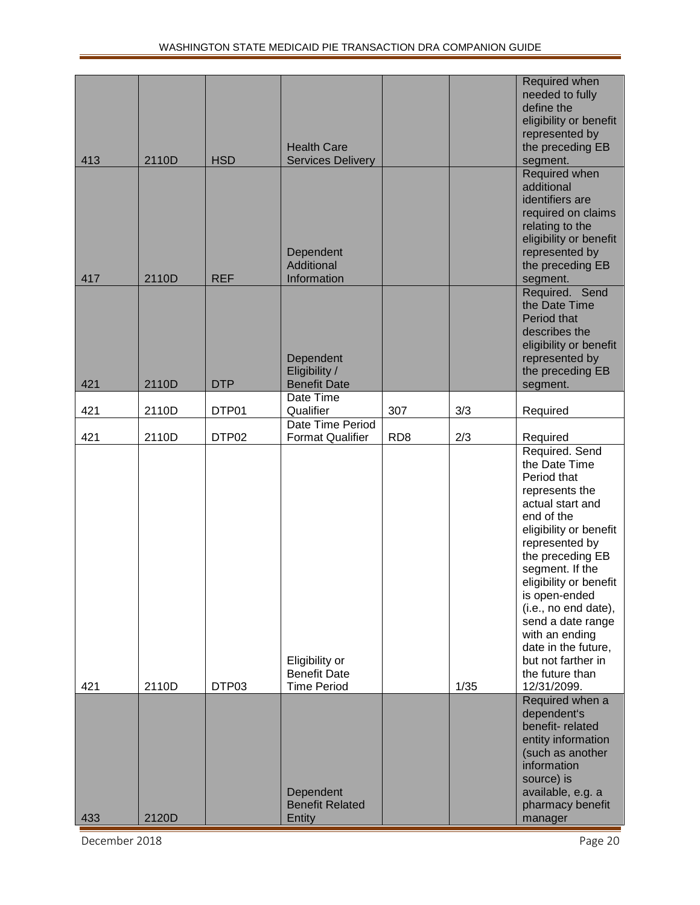| | | | | | | |
|---|---|---|---|---|---|---|
| 413 | 2110D | HSD | Health Care Services Delivery | | | Required when needed to fully define the eligibility or benefit represented by the preceding EB segment. |
| 417 | 2110D | REF | Dependent Additional Information | | | Required when additional identifiers are required on claims relating to the eligibility or benefit represented by the preceding EB segment. |
| 421 | 2110D | DTP | Dependent Eligibility / Benefit Date | | | Required. Send the Date Time Period that describes the eligibility or benefit represented by the preceding EB segment. |
| 421 | 2110D | DTP01 | Date Time Qualifier | 307 | 3/3 | Required |
| 421 | 2110D | DTP02 | Date Time Period Format Qualifier | RD8 | 2/3 | Required |
| 421 | 2110D | DTP03 | Eligibility or Benefit Date Time Period | | 1/35 | Required. Send the Date Time Period that represents the actual start and end of the eligibility or benefit represented by the preceding EB segment. If the eligibility or benefit is open-ended (i.e., no end date), send a date range with an ending date in the future, but not farther in the future than 12/31/2099. |
| 433 | 2120D | | Dependent Benefit Related Entity | | | Required when a dependent's benefit- related entity information (such as another information source) is available, e.g. a pharmacy benefit manager |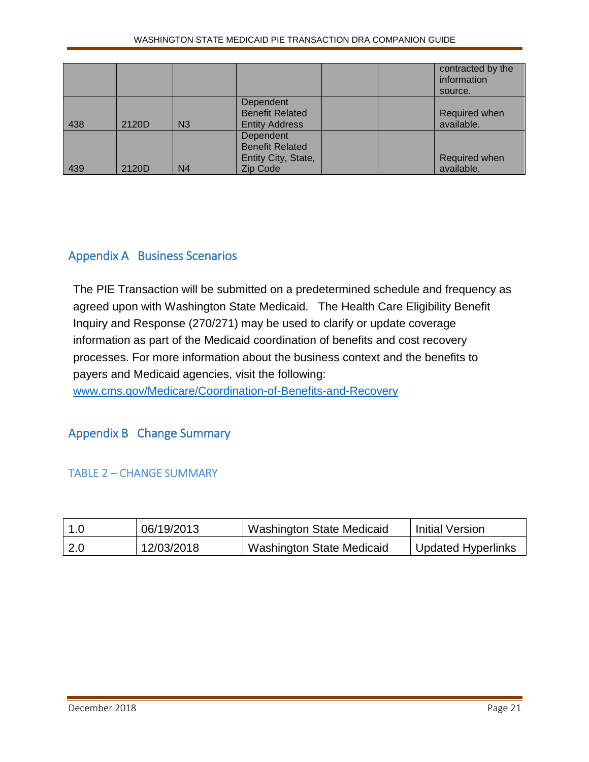| | | | | | | |
|---|---|---|---|---|---|---|
| | | | | | | contracted by the information source. |
| 438 | 2120D | N3 | Dependent Benefit Related Entity Address | | | Required when available. |
| 439 | 2120D | N4 | Dependent Benefit Related Entity City, State, Zip Code | | | Required when available. |

## Appendix A Business Scenarios

The PIE Transaction will be submitted on a predetermined schedule and frequency as agreed upon with Washington State Medicaid. The Health Care Eligibility Benefit Inquiry and Response (270/271) may be used to clarify or update coverage information as part of the Medicaid coordination of benefits and cost recovery processes. For more information about the business context and the benefits to payers and Medicaid agencies, visit the following: www.cms.gov/Medicare/Coordination-of-Benefits-and-Recovery

## Appendix B Change Summary

### TABLE 2 – CHANGE SUMMARY

| | | | |
|---|---|---|---|
| 1.0 | 06/19/2013 | Washington State Medicaid | Initial Version |
| 2.0 | 12/03/2018 | Washington State Medicaid | Updated Hyperlinks |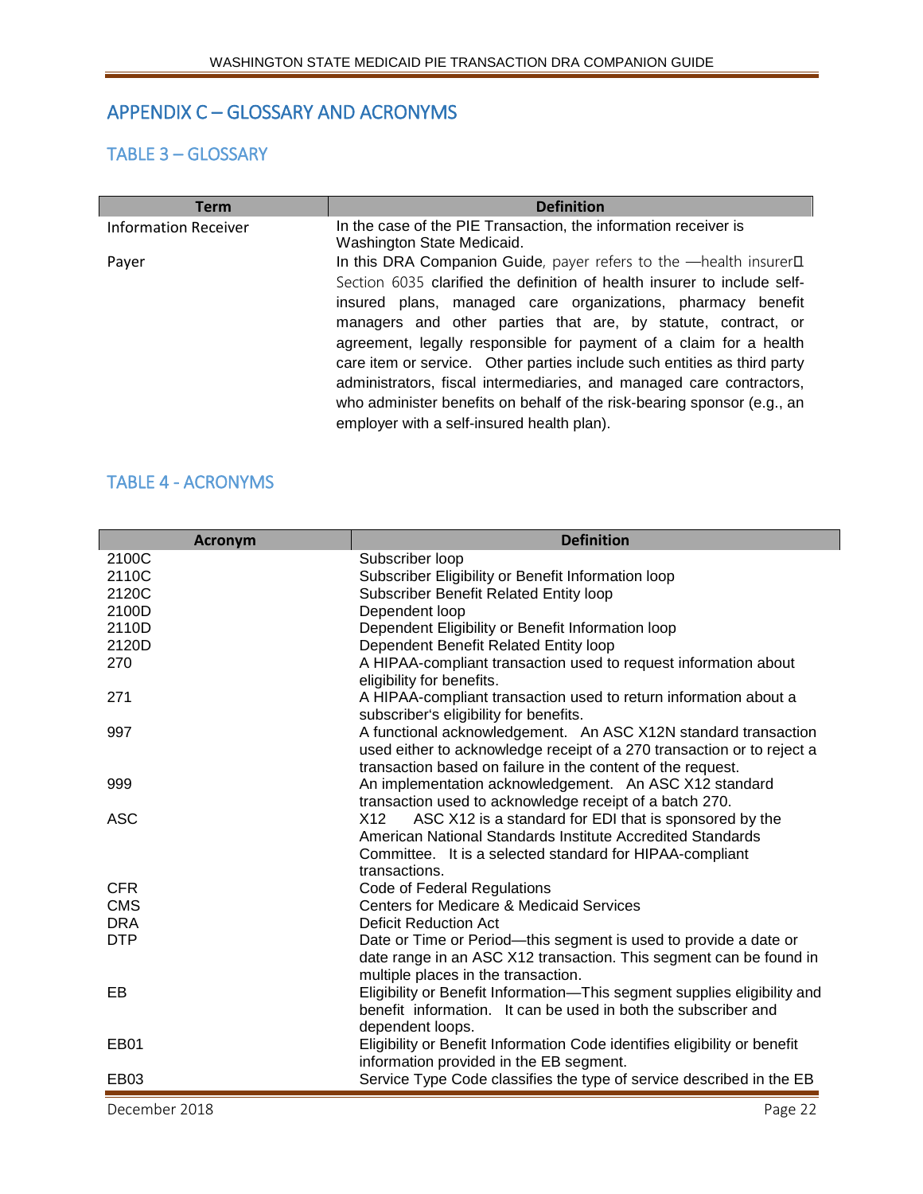## APPENDIX C – GLOSSARY AND ACRONYMS

### TABLE 3 – GLOSSARY

| Term | Definition |
|---|---|
| Information Receiver | In the case of the PIE Transaction, the information receiver is Washington State Medicaid. |
| Payer | In this DRA Companion Guide, payer refers to the ―health insurer Section 6035 clarified the definition of health insurer to include self-insured plans, managed care organizations, pharmacy benefit managers and other parties that are, by statute, contract, or agreement, legally responsible for payment of a claim for a health care item or service. Other parties include such entities as third party administrators, fiscal intermediaries, and managed care contractors, who administer benefits on behalf of the risk-bearing sponsor (e.g., an employer with a self-insured health plan). |

### TABLE 4 - ACRONYMS

| Acronym | Definition |
|---|---|
| 2100C | Subscriber loop |
| 2110C | Subscriber Eligibility or Benefit Information loop |
| 2120C | Subscriber Benefit Related Entity loop |
| 2100D | Dependent loop |
| 2110D | Dependent Eligibility or Benefit Information loop |
| 2120D | Dependent Benefit Related Entity loop |
| 270 | A HIPAA-compliant transaction used to request information about eligibility for benefits. |
| 271 | A HIPAA-compliant transaction used to return information about a subscriber's eligibility for benefits. |
| 997 | A functional acknowledgement. An ASC X12N standard transaction used either to acknowledge receipt of a 270 transaction or to reject a transaction based on failure in the content of the request. |
| 999 | An implementation acknowledgement. An ASC X12 standard transaction used to acknowledge receipt of a batch 270. |
| ASC | X12 ASC X12 is a standard for EDI that is sponsored by the American National Standards Institute Accredited Standards Committee. It is a selected standard for HIPAA-compliant transactions. |
| CFR | Code of Federal Regulations |
| CMS | Centers for Medicare & Medicaid Services |
| DRA | Deficit Reduction Act |
| DTP | Date or Time or Period—this segment is used to provide a date or date range in an ASC X12 transaction. This segment can be found in multiple places in the transaction. |
| EB | Eligibility or Benefit Information—This segment supplies eligibility and benefit information. It can be used in both the subscriber and dependent loops. |
| EB01 | Eligibility or Benefit Information Code identifies eligibility or benefit information provided in the EB segment. |
| EB03 | Service Type Code classifies the type of service described in the EB |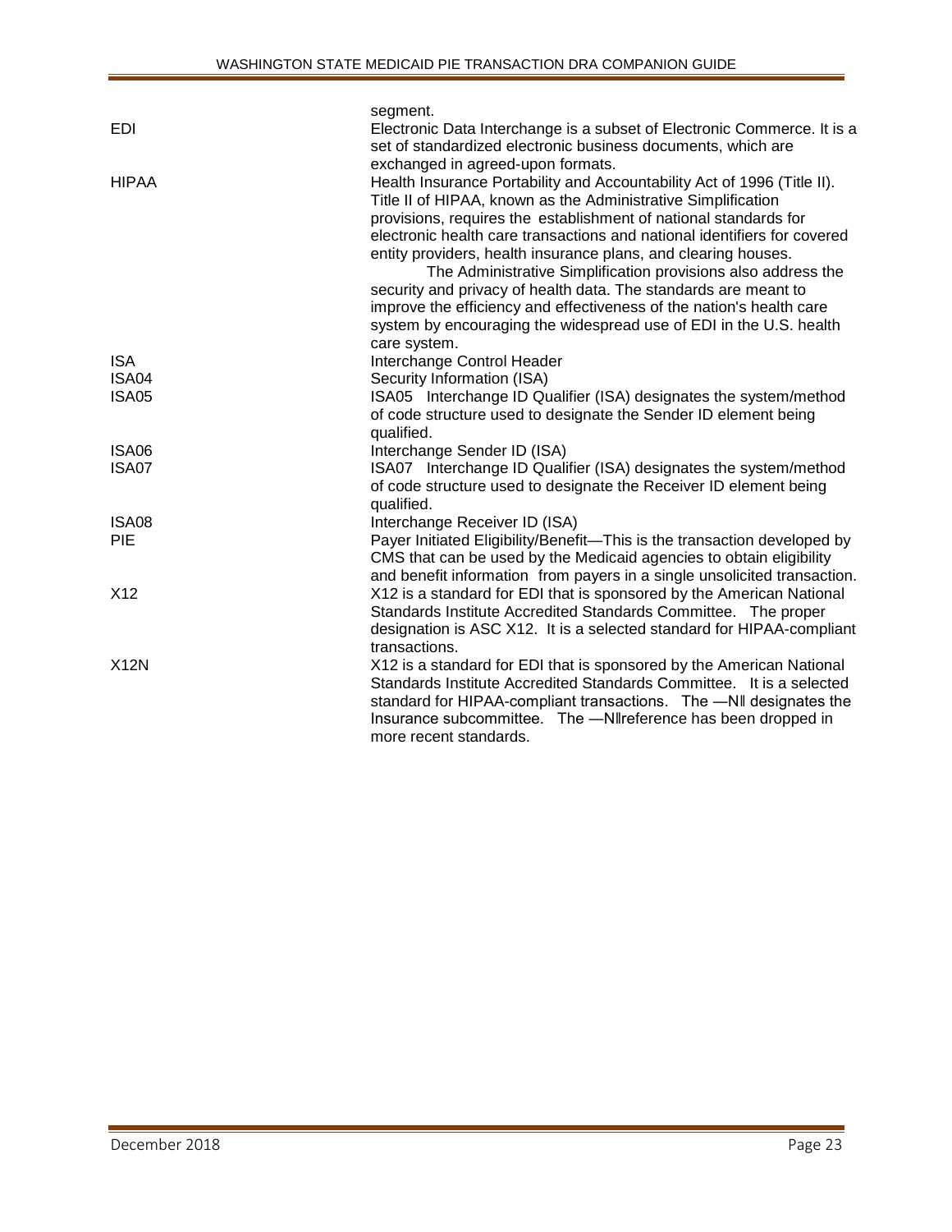| | |
|---|---|
| | segment. |
| EDI | Electronic Data Interchange is a subset of Electronic Commerce. It is a set of standardized electronic business documents, which are exchanged in agreed-upon formats. |
| HIPAA | Health Insurance Portability and Accountability Act of 1996 (Title II). Title II of HIPAA, known as the Administrative Simplification provisions, requires the establishment of national standards for electronic health care transactions and national identifiers for covered entity providers, health insurance plans, and clearing houses. The Administrative Simplification provisions also address the security and privacy of health data. The standards are meant to improve the efficiency and effectiveness of the nation's health care system by encouraging the widespread use of EDI in the U.S. health care system. |
| ISA | Interchange Control Header |
| ISA04 | Security Information (ISA) |
| ISA05 | ISA05 Interchange ID Qualifier (ISA) designates the system/method of code structure used to designate the Sender ID element being qualified. |
| ISA06 | Interchange Sender ID (ISA) |
| ISA07 | ISA07 Interchange ID Qualifier (ISA) designates the system/method of code structure used to designate the Receiver ID element being qualified. |
| ISA08 | Interchange Receiver ID (ISA) |
| PIE | Payer Initiated Eligibility/Benefit—This is the transaction developed by CMS that can be used by the Medicaid agencies to obtain eligibility and benefit information from payers in a single unsolicited transaction. |
| X12 | X12 is a standard for EDI that is sponsored by the American National Standards Institute Accredited Standards Committee. The proper designation is ASC X12. It is a selected standard for HIPAA-compliant transactions. |
| X12N | X12 is a standard for EDI that is sponsored by the American National Standards Institute Accredited Standards Committee. It is a selected standard for HIPAA-compliant transactions. The ―N‖ designates the Insurance subcommittee. The ―N‖reference has been dropped in more recent standards. |